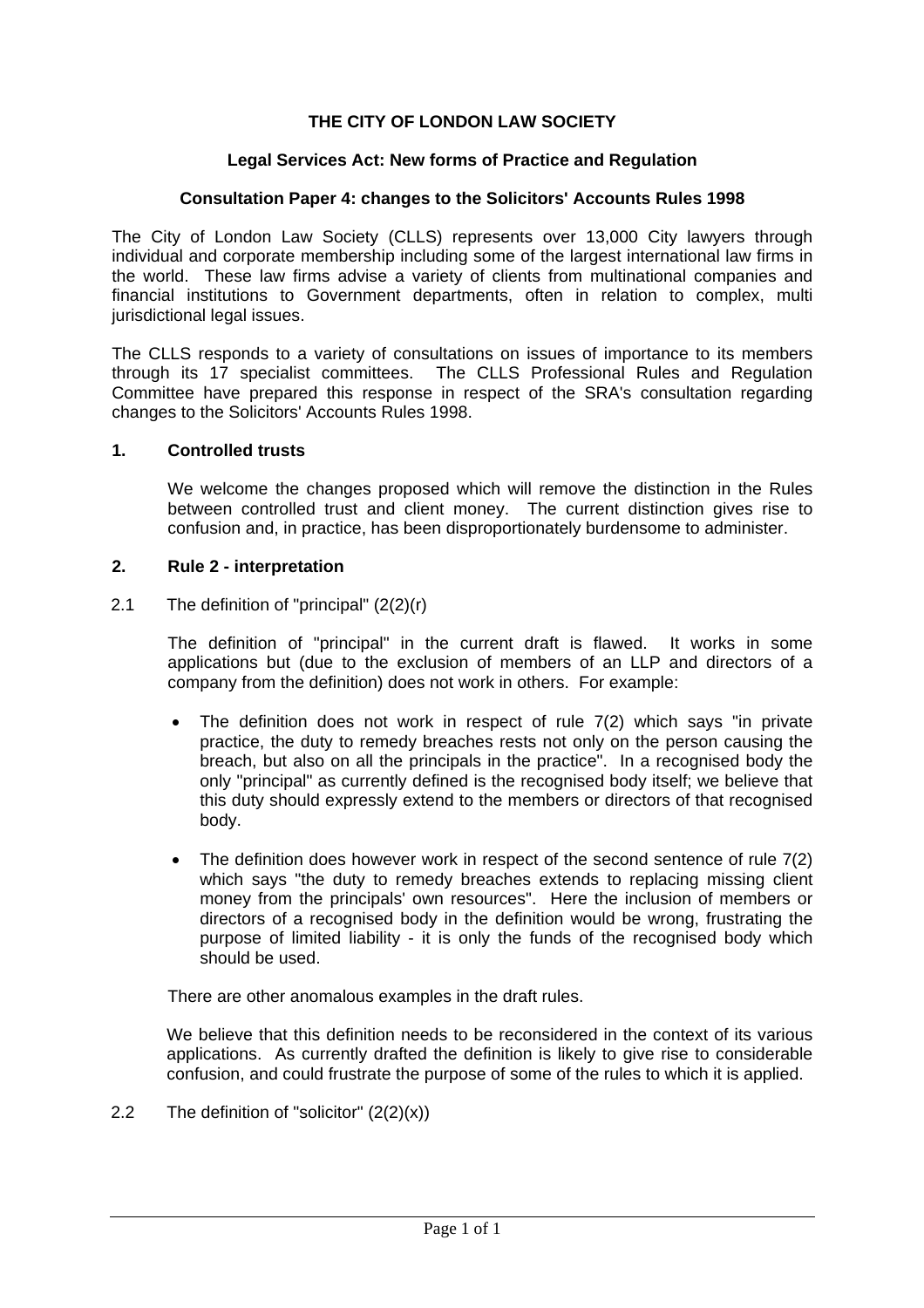**THE CITY OF LONDON LAW SOCIETY**

**Legal Services Act: New forms of Practice and Regulation**

**Consultation Paper 4: changes to the Solicitors' Accounts Rules 1998**

The City of London Law Society (CLLS) represents over 13,000 City lawyers through individual and corporate membership including some of the largest international law firms in the world. These law firms advise a variety of clients from multinational companies and financial institutions to Government departments, often in relation to complex, multi jurisdictional legal issues.

The CLLS responds to a variety of consultations on issues of importance to its members through its 17 specialist committees. The CLLS Professional Rules and Regulation Committee have prepared this response in respect of the SRA's consultation regarding changes to the Solicitors' Accounts Rules 1998.

## 1. Controlled trusts

We welcome the changes proposed which will remove the distinction in the Rules between controlled trust and client money. The current distinction gives rise to confusion and, in practice, has been disproportionately burdensome to administer.

## 2. Rule 2 - interpretation

2.1 The definition of "principal" (2(2)(r)

The definition of "principal" in the current draft is flawed. It works in some applications but (due to the exclusion of members of an LLP and directors of a company from the definition) does not work in others. For example:

- The definition does not work in respect of rule 7(2) which says "in private practice, the duty to remedy breaches rests not only on the person causing the breach, but also on all the principals in the practice". In a recognised body the only "principal" as currently defined is the recognised body itself; we believe that this duty should expressly extend to the members or directors of that recognised body.
- The definition does however work in respect of the second sentence of rule 7(2) which says "the duty to remedy breaches extends to replacing missing client money from the principals' own resources". Here the inclusion of members or directors of a recognised body in the definition would be wrong, frustrating the purpose of limited liability - it is only the funds of the recognised body which should be used.

There are other anomalous examples in the draft rules.

We believe that this definition needs to be reconsidered in the context of its various applications. As currently drafted the definition is likely to give rise to considerable confusion, and could frustrate the purpose of some of the rules to which it is applied.

2.2 The definition of "solicitor" (2(2)(x))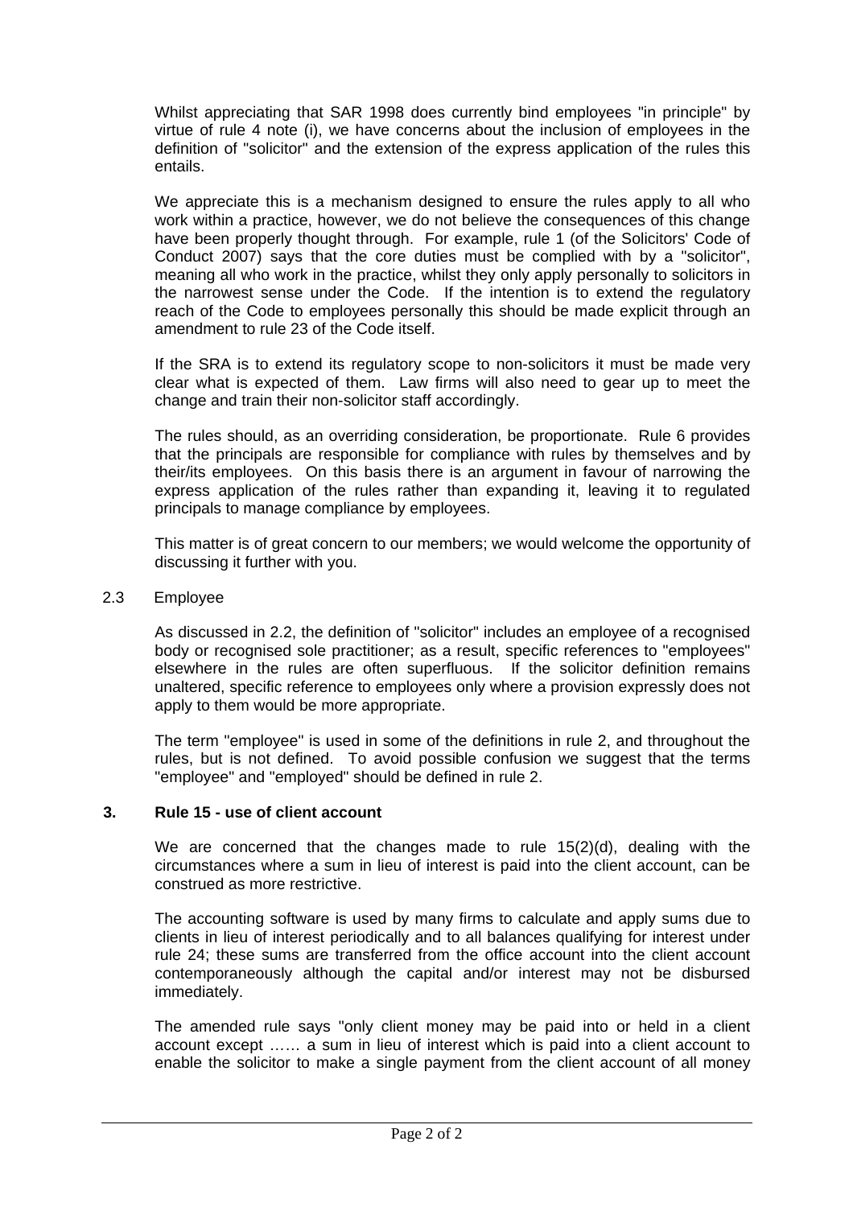Whilst appreciating that SAR 1998 does currently bind employees "in principle" by virtue of rule 4 note (i), we have concerns about the inclusion of employees in the definition of "solicitor" and the extension of the express application of the rules this entails.

We appreciate this is a mechanism designed to ensure the rules apply to all who work within a practice, however, we do not believe the consequences of this change have been properly thought through. For example, rule 1 (of the Solicitors' Code of Conduct 2007) says that the core duties must be complied with by a "solicitor", meaning all who work in the practice, whilst they only apply personally to solicitors in the narrowest sense under the Code. If the intention is to extend the regulatory reach of the Code to employees personally this should be made explicit through an amendment to rule 23 of the Code itself.

If the SRA is to extend its regulatory scope to non-solicitors it must be made very clear what is expected of them. Law firms will also need to gear up to meet the change and train their non-solicitor staff accordingly.

The rules should, as an overriding consideration, be proportionate. Rule 6 provides that the principals are responsible for compliance with rules by themselves and by their/its employees. On this basis there is an argument in favour of narrowing the express application of the rules rather than expanding it, leaving it to regulated principals to manage compliance by employees.

This matter is of great concern to our members; we would welcome the opportunity of discussing it further with you.

2.3 Employee

As discussed in 2.2, the definition of "solicitor" includes an employee of a recognised body or recognised sole practitioner; as a result, specific references to "employees" elsewhere in the rules are often superfluous. If the solicitor definition remains unaltered, specific reference to employees only where a provision expressly does not apply to them would be more appropriate.

The term "employee" is used in some of the definitions in rule 2, and throughout the rules, but is not defined. To avoid possible confusion we suggest that the terms "employee" and "employed" should be defined in rule 2.

## 3. Rule 15 - use of client account

We are concerned that the changes made to rule 15(2)(d), dealing with the circumstances where a sum in lieu of interest is paid into the client account, can be construed as more restrictive.

The accounting software is used by many firms to calculate and apply sums due to clients in lieu of interest periodically and to all balances qualifying for interest under rule 24; these sums are transferred from the office account into the client account contemporaneously although the capital and/or interest may not be disbursed immediately.

The amended rule says "only client money may be paid into or held in a client account except …… a sum in lieu of interest which is paid into a client account to enable the solicitor to make a single payment from the client account of all money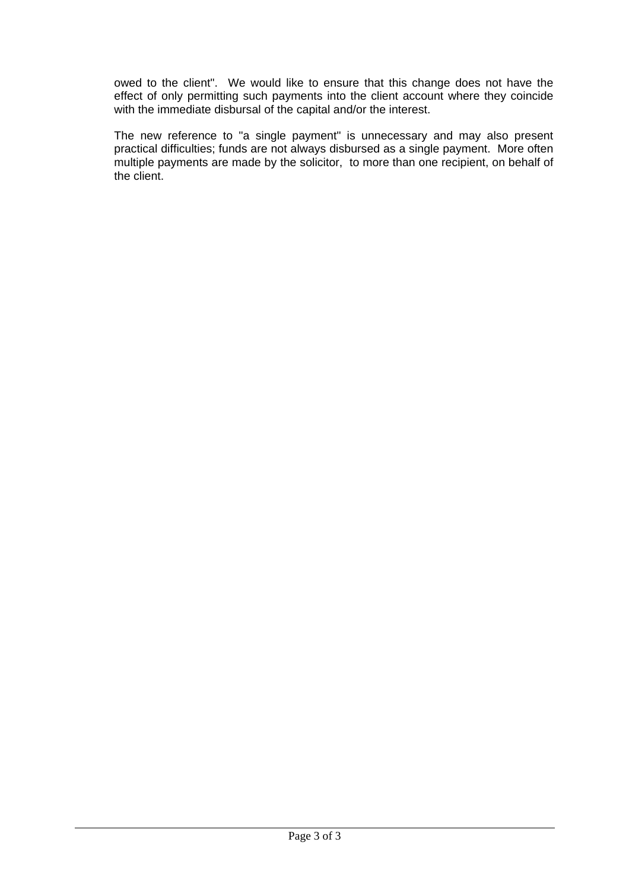owed to the client". We would like to ensure that this change does not have the effect of only permitting such payments into the client account where they coincide with the immediate disbursal of the capital and/or the interest.

The new reference to "a single payment" is unnecessary and may also present practical difficulties; funds are not always disbursed as a single payment. More often multiple payments are made by the solicitor, to more than one recipient, on behalf of the client.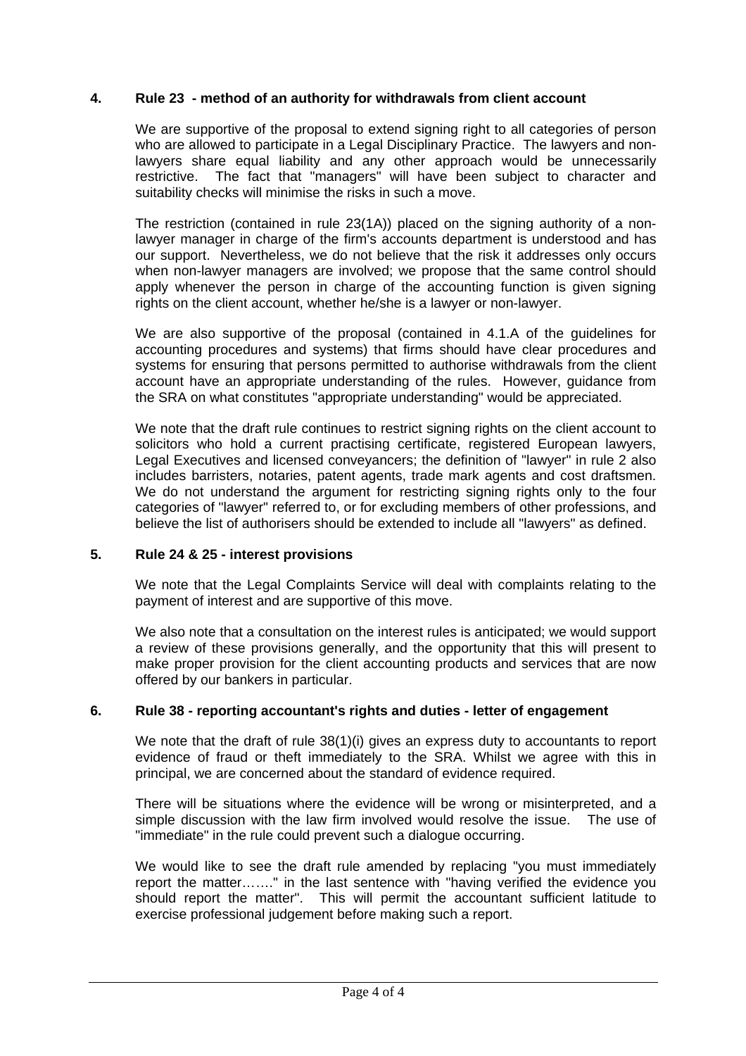## 4. Rule 23 - method of an authority for withdrawals from client account

We are supportive of the proposal to extend signing right to all categories of person who are allowed to participate in a Legal Disciplinary Practice. The lawyers and non-lawyers share equal liability and any other approach would be unnecessarily restrictive. The fact that "managers" will have been subject to character and suitability checks will minimise the risks in such a move.

The restriction (contained in rule 23(1A)) placed on the signing authority of a non-lawyer manager in charge of the firm's accounts department is understood and has our support. Nevertheless, we do not believe that the risk it addresses only occurs when non-lawyer managers are involved; we propose that the same control should apply whenever the person in charge of the accounting function is given signing rights on the client account, whether he/she is a lawyer or non-lawyer.

We are also supportive of the proposal (contained in 4.1.A of the guidelines for accounting procedures and systems) that firms should have clear procedures and systems for ensuring that persons permitted to authorise withdrawals from the client account have an appropriate understanding of the rules. However, guidance from the SRA on what constitutes "appropriate understanding" would be appreciated.

We note that the draft rule continues to restrict signing rights on the client account to solicitors who hold a current practising certificate, registered European lawyers, Legal Executives and licensed conveyancers; the definition of "lawyer" in rule 2 also includes barristers, notaries, patent agents, trade mark agents and cost draftsmen. We do not understand the argument for restricting signing rights only to the four categories of "lawyer" referred to, or for excluding members of other professions, and believe the list of authorisers should be extended to include all "lawyers" as defined.

## 5. Rule 24 & 25 - interest provisions

We note that the Legal Complaints Service will deal with complaints relating to the payment of interest and are supportive of this move.

We also note that a consultation on the interest rules is anticipated; we would support a review of these provisions generally, and the opportunity that this will present to make proper provision for the client accounting products and services that are now offered by our bankers in particular.

## 6. Rule 38 - reporting accountant's rights and duties - letter of engagement

We note that the draft of rule 38(1)(i) gives an express duty to accountants to report evidence of fraud or theft immediately to the SRA. Whilst we agree with this in principal, we are concerned about the standard of evidence required.

There will be situations where the evidence will be wrong or misinterpreted, and a simple discussion with the law firm involved would resolve the issue. The use of "immediate" in the rule could prevent such a dialogue occurring.

We would like to see the draft rule amended by replacing "you must immediately report the matter……" in the last sentence with "having verified the evidence you should report the matter". This will permit the accountant sufficient latitude to exercise professional judgement before making such a report.